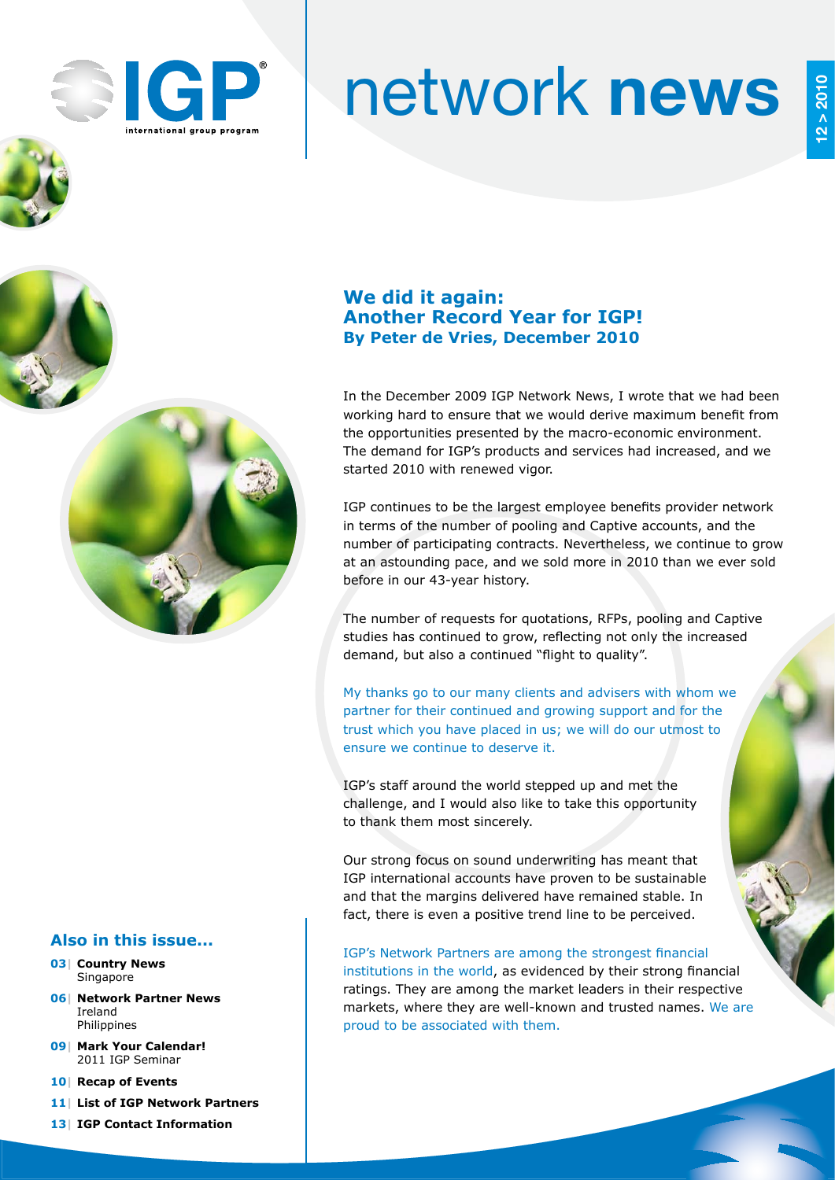# network **news**

12 > 2010

## We did it again: Another Record Year for IGP!

### By Peter de Vries, December 2010

In the December 2009 IGP Network News, I wrote that we had been working hard to ensure that we would derive maximum benefit from the opportunities presented by the macro-economic environment. The demand for IGP's products and services had increased, and we started 2010 with renewed vigor.

IGP continues to be the largest employee benefits provider network in terms of the number of pooling and Captive accounts, and the number of participating contracts. Nevertheless, we continue to grow at an astounding pace, and we sold more in 2010 than we ever sold before in our 43-year history.

The number of requests for quotations, RFPs, pooling and Captive studies has continued to grow, reflecting not only the increased demand, but also a continued "flight to quality".

My thanks go to our many clients and advisers with whom we partner for their continued and growing support and for the trust which you have placed in us; we will do our utmost to ensure we continue to deserve it.

IGP's staff around the world stepped up and met the challenge, and I would also like to take this opportunity to thank them most sincerely.

Our strong focus on sound underwriting has meant that IGP international accounts have proven to be sustainable and that the margins delivered have remained stable. In fact, there is even a positive trend line to be perceived.

IGP's Network Partners are among the strongest financial institutions in the world, as evidenced by their strong financial ratings. They are among the market leaders in their respective markets, where they are well-known and trusted names. We are proud to be associated with them.

### Also in this issue...

- **03 | Country News**
  Singapore
- **06 | Network Partner News**
  Ireland
  Philippines
- **09 | Mark Your Calendar!**
  2011 IGP Seminar
- **10 | Recap of Events**
- **11 | List of IGP Network Partners**
- **13 | IGP Contact Information**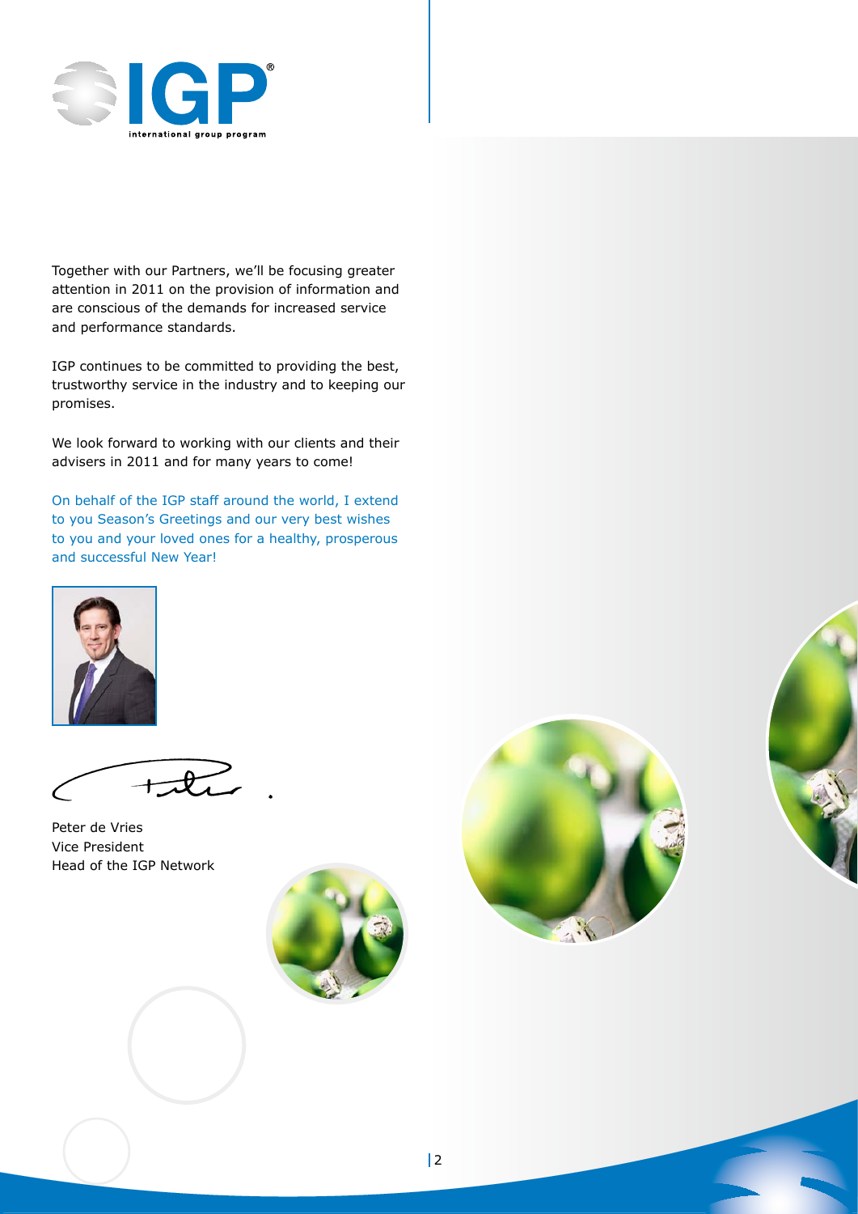Together with our Partners, we'll be focusing greater attention in 2011 on the provision of information and are conscious of the demands for increased service and performance standards.

IGP continues to be committed to providing the best, trustworthy service in the industry and to keeping our promises.

We look forward to working with our clients and their advisers in 2011 and for many years to come!

On behalf of the IGP staff around the world, I extend to you Season's Greetings and our very best wishes to you and your loved ones for a healthy, prosperous and successful New Year!

Peter de Vries
Vice President
Head of the IGP Network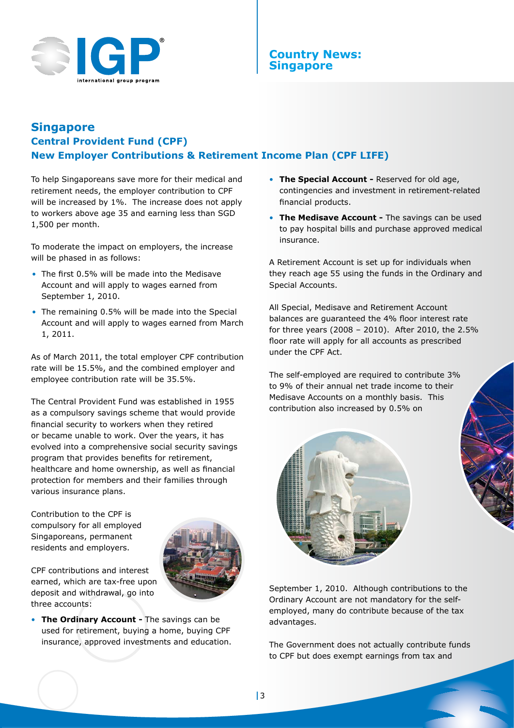# Singapore

## Central Provident Fund (CPF)

## New Employer Contributions & Retirement Income Plan (CPF LIFE)

To help Singaporeans save more for their medical and retirement needs, the employer contribution to CPF will be increased by 1%. The increase does not apply to workers above age 35 and earning less than SGD 1,500 per month.

To moderate the impact on employers, the increase will be phased in as follows:

- The first 0.5% will be made into the Medisave Account and will apply to wages earned from September 1, 2010.
- The remaining 0.5% will be made into the Special Account and will apply to wages earned from March 1, 2011.

As of March 2011, the total employer CPF contribution rate will be 15.5%, and the combined employer and employee contribution rate will be 35.5%.

The Central Provident Fund was established in 1955 as a compulsory savings scheme that would provide financial security to workers when they retired or became unable to work. Over the years, it has evolved into a comprehensive social security savings program that provides benefits for retirement, healthcare and home ownership, as well as financial protection for members and their families through various insurance plans.

Contribution to the CPF is compulsory for all employed Singaporeans, permanent residents and employers.

CPF contributions and interest earned, which are tax-free upon deposit and withdrawal, go into three accounts:

- **The Ordinary Account -** The savings can be used for retirement, buying a home, buying CPF insurance, approved investments and education.
- **The Special Account -** Reserved for old age, contingencies and investment in retirement-related financial products.
- **The Medisave Account -** The savings can be used to pay hospital bills and purchase approved medical insurance.

A Retirement Account is set up for individuals when they reach age 55 using the funds in the Ordinary and Special Accounts.

All Special, Medisave and Retirement Account balances are guaranteed the 4% floor interest rate for three years (2008 – 2010). After 2010, the 2.5% floor rate will apply for all accounts as prescribed under the CPF Act.

The self-employed are required to contribute 3% to 9% of their annual net trade income to their Medisave Accounts on a monthly basis. This contribution also increased by 0.5% on September 1, 2010. Although contributions to the Ordinary Account are not mandatory for the self-employed, many do contribute because of the tax advantages.

The Government does not actually contribute funds to CPF but does exempt earnings from tax and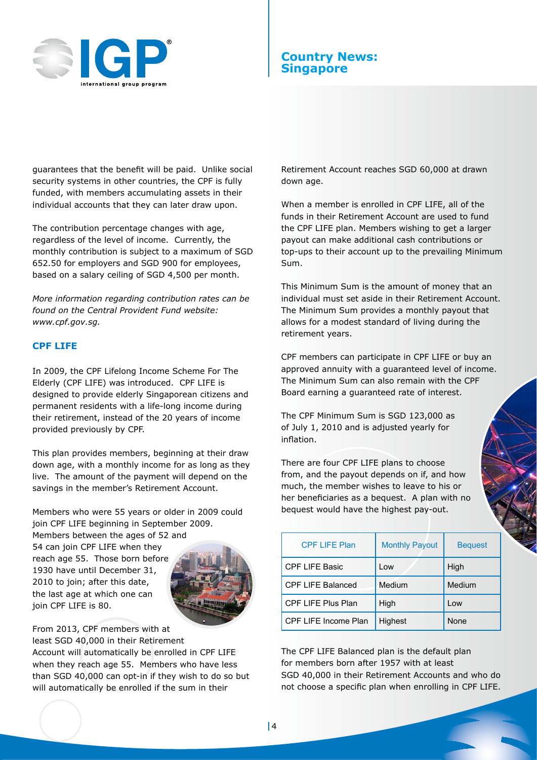guarantees that the benefit will be paid. Unlike social security systems in other countries, the CPF is fully funded, with members accumulating assets in their individual accounts that they can later draw upon.

The contribution percentage changes with age, regardless of the level of income. Currently, the monthly contribution is subject to a maximum of SGD 652.50 for employers and SGD 900 for employees, based on a salary ceiling of SGD 4,500 per month.

*More information regarding contribution rates can be found on the Central Provident Fund website: www.cpf.gov.sg.*

### CPF LIFE

In 2009, the CPF Lifelong Income Scheme For The Elderly (CPF LIFE) was introduced. CPF LIFE is designed to provide elderly Singaporean citizens and permanent residents with a life-long income during their retirement, instead of the 20 years of income provided previously by CPF.

This plan provides members, beginning at their draw down age, with a monthly income for as long as they live. The amount of the payment will depend on the savings in the member's Retirement Account.

Members who were 55 years or older in 2009 could join CPF LIFE beginning in September 2009. Members between the ages of 52 and 54 can join CPF LIFE when they reach age 55. Those born before 1930 have until December 31, 2010 to join; after this date, the last age at which one can join CPF LIFE is 80.

From 2013, CPF members with at least SGD 40,000 in their Retirement Account will automatically be enrolled in CPF LIFE when they reach age 55. Members who have less than SGD 40,000 can opt-in if they wish to do so but will automatically be enrolled if the sum in their Retirement Account reaches SGD 60,000 at drawn down age.

When a member is enrolled in CPF LIFE, all of the funds in their Retirement Account are used to fund the CPF LIFE plan. Members wishing to get a larger payout can make additional cash contributions or top-ups to their account up to the prevailing Minimum Sum.

This Minimum Sum is the amount of money that an individual must set aside in their Retirement Account. The Minimum Sum provides a monthly payout that allows for a modest standard of living during the retirement years.

CPF members can participate in CPF LIFE or buy an approved annuity with a guaranteed level of income. The Minimum Sum can also remain with the CPF Board earning a guaranteed rate of interest.

The CPF Minimum Sum is SGD 123,000 as of July 1, 2010 and is adjusted yearly for inflation.

There are four CPF LIFE plans to choose from, and the payout depends on if, and how much, the member wishes to leave to his or her beneficiaries as a bequest. A plan with no bequest would have the highest pay-out.

| CPF LIFE Plan | Monthly Payout | Bequest |
|---|---|---|
| CPF LIFE Basic | Low | High |
| CPF LIFE Balanced | Medium | Medium |
| CPF LIFE Plus Plan | High | Low |
| CPF LIFE Income Plan | Highest | None |

The CPF LIFE Balanced plan is the default plan for members born after 1957 with at least SGD 40,000 in their Retirement Accounts and who do not choose a specific plan when enrolling in CPF LIFE.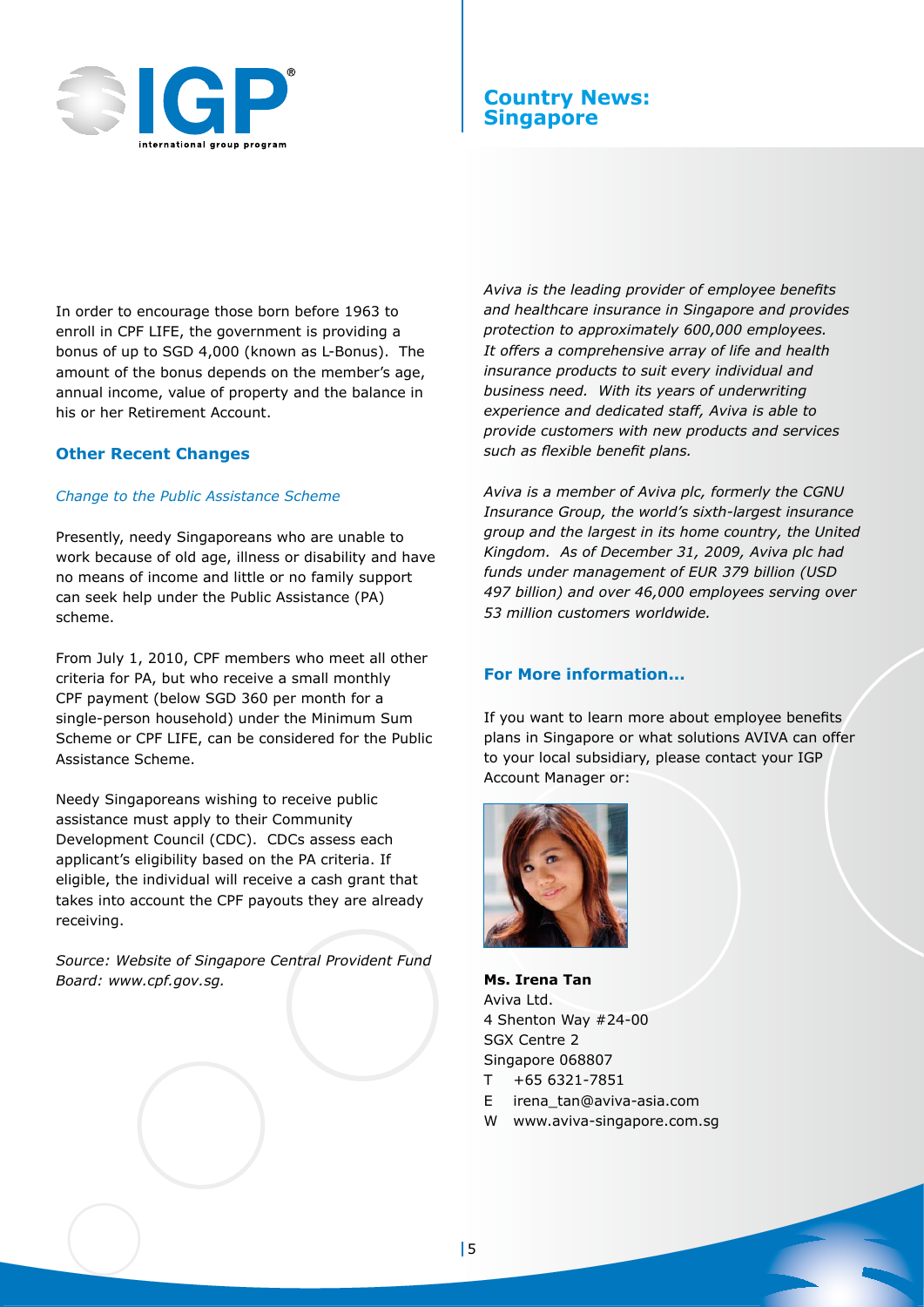In order to encourage those born before 1963 to enroll in CPF LIFE, the government is providing a bonus of up to SGD 4,000 (known as L-Bonus). The amount of the bonus depends on the member's age, annual income, value of property and the balance in his or her Retirement Account.

### Other Recent Changes

*Change to the Public Assistance Scheme*

Presently, needy Singaporeans who are unable to work because of old age, illness or disability and have no means of income and little or no family support can seek help under the Public Assistance (PA) scheme.

From July 1, 2010, CPF members who meet all other criteria for PA, but who receive a small monthly CPF payment (below SGD 360 per month for a single-person household) under the Minimum Sum Scheme or CPF LIFE, can be considered for the Public Assistance Scheme.

Needy Singaporeans wishing to receive public assistance must apply to their Community Development Council (CDC). CDCs assess each applicant's eligibility based on the PA criteria. If eligible, the individual will receive a cash grant that takes into account the CPF payouts they are already receiving.

*Source: Website of Singapore Central Provident Fund Board: www.cpf.gov.sg.*

*Aviva is the leading provider of employee benefits and healthcare insurance in Singapore and provides protection to approximately 600,000 employees. It offers a comprehensive array of life and health insurance products to suit every individual and business need. With its years of underwriting experience and dedicated staff, Aviva is able to provide customers with new products and services such as flexible benefit plans.*

*Aviva is a member of Aviva plc, formerly the CGNU Insurance Group, the world's sixth-largest insurance group and the largest in its home country, the United Kingdom. As of December 31, 2009, Aviva plc had funds under management of EUR 379 billion (USD 497 billion) and over 46,000 employees serving over 53 million customers worldwide.*

### For More information...

If you want to learn more about employee benefits plans in Singapore or what solutions AVIVA can offer to your local subsidiary, please contact your IGP Account Manager or:

**Ms. Irena Tan**
Aviva Ltd.
4 Shenton Way #24-00
SGX Centre 2
Singapore 068807
T +65 6321-7851
E irena_tan@aviva-asia.com
W www.aviva-singapore.com.sg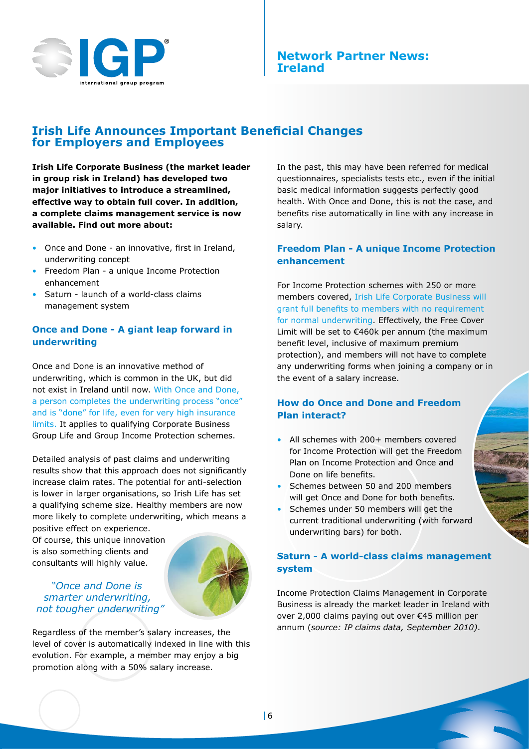## Network Partner News: Ireland

# Irish Life Announces Important Beneficial Changes for Employers and Employees

**Irish Life Corporate Business (the market leader in group risk in Ireland) has developed two major initiatives to introduce a streamlined, effective way to obtain full cover. In addition, a complete claims management service is now available. Find out more about:**

- Once and Done - an innovative, first in Ireland, underwriting concept
- Freedom Plan - a unique Income Protection enhancement
- Saturn - launch of a world-class claims management system

### Once and Done - A giant leap forward in underwriting

Once and Done is an innovative method of underwriting, which is common in the UK, but did not exist in Ireland until now. With Once and Done, a person completes the underwriting process "once" and is "done" for life, even for very high insurance limits. It applies to qualifying Corporate Business Group Life and Group Income Protection schemes.

Detailed analysis of past claims and underwriting results show that this approach does not significantly increase claim rates. The potential for anti-selection is lower in larger organisations, so Irish Life has set a qualifying scheme size. Healthy members are now more likely to complete underwriting, which means a positive effect on experience.
Of course, this unique innovation is also something clients and consultants will highly value.

*"Once and Done is smarter underwriting, not tougher underwriting"*

Regardless of the member's salary increases, the level of cover is automatically indexed in line with this evolution. For example, a member may enjoy a big promotion along with a 50% salary increase.

In the past, this may have been referred for medical questionnaires, specialists tests etc., even if the initial basic medical information suggests perfectly good health. With Once and Done, this is not the case, and benefits rise automatically in line with any increase in salary.

### Freedom Plan - A unique Income Protection enhancement

For Income Protection schemes with 250 or more members covered, Irish Life Corporate Business will grant full benefits to members with no requirement for normal underwriting. Effectively, the Free Cover Limit will be set to €460k per annum (the maximum benefit level, inclusive of maximum premium protection), and members will not have to complete any underwriting forms when joining a company or in the event of a salary increase.

### How do Once and Done and Freedom Plan interact?

- All schemes with 200+ members covered for Income Protection will get the Freedom Plan on Income Protection and Once and Done on life benefits.
- Schemes between 50 and 200 members will get Once and Done for both benefits.
- Schemes under 50 members will get the current traditional underwriting (with forward underwriting bars) for both.

### Saturn - A world-class claims management system

Income Protection Claims Management in Corporate Business is already the market leader in Ireland with over 2,000 claims paying out over €45 million per annum (*source: IP claims data, September 2010)*.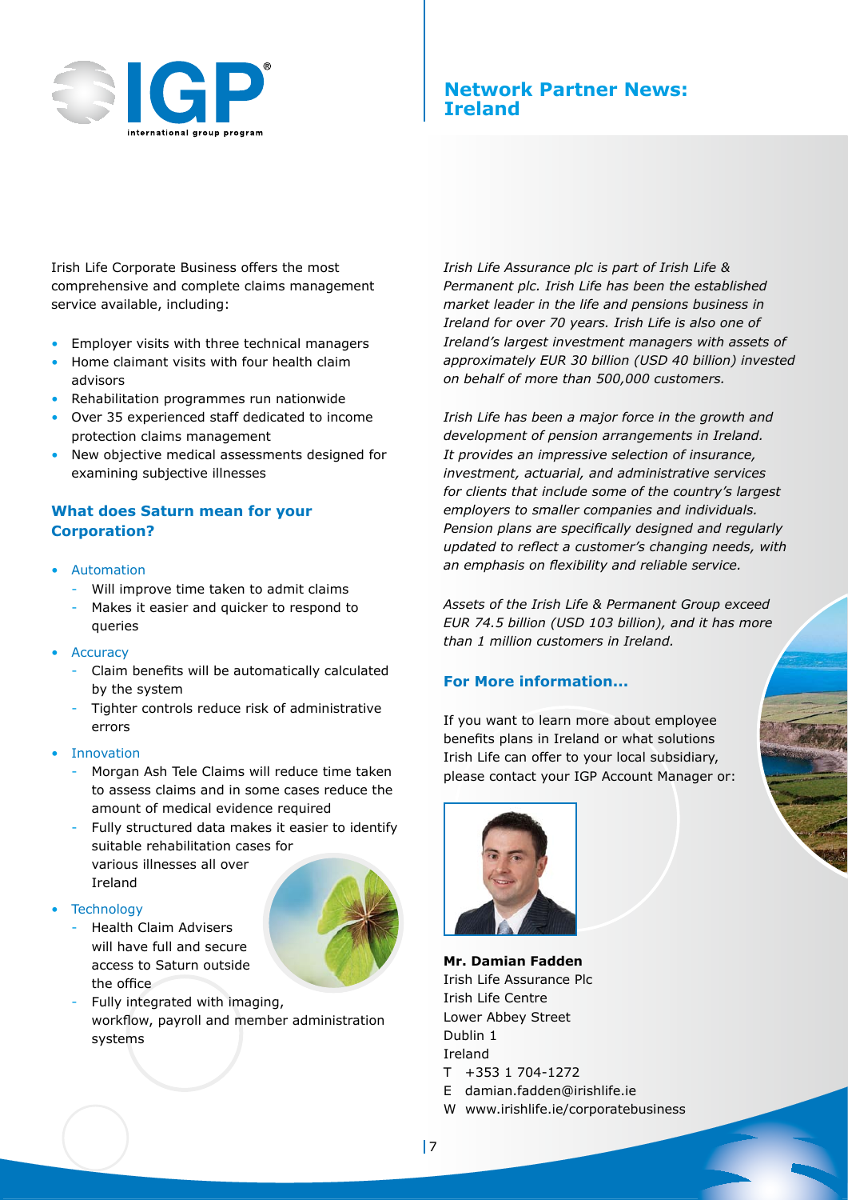# Network Partner News: Ireland

Irish Life Corporate Business offers the most comprehensive and complete claims management service available, including:

- Employer visits with three technical managers
- Home claimant visits with four health claim advisors
- Rehabilitation programmes run nationwide
- Over 35 experienced staff dedicated to income protection claims management
- New objective medical assessments designed for examining subjective illnesses

### What does Saturn mean for your Corporation?

- Automation
  - Will improve time taken to admit claims
  - Makes it easier and quicker to respond to queries
- Accuracy
  - Claim benefits will be automatically calculated by the system
  - Tighter controls reduce risk of administrative errors
- Innovation
  - Morgan Ash Tele Claims will reduce time taken to assess claims and in some cases reduce the amount of medical evidence required
  - Fully structured data makes it easier to identify suitable rehabilitation cases for various illnesses all over Ireland
- Technology
  - Health Claim Advisers will have full and secure access to Saturn outside the office
  - Fully integrated with imaging, workflow, payroll and member administration systems

*Irish Life Assurance plc is part of Irish Life & Permanent plc. Irish Life has been the established market leader in the life and pensions business in Ireland for over 70 years. Irish Life is also one of Ireland's largest investment managers with assets of approximately EUR 30 billion (USD 40 billion) invested on behalf of more than 500,000 customers.*

*Irish Life has been a major force in the growth and development of pension arrangements in Ireland. It provides an impressive selection of insurance, investment, actuarial, and administrative services for clients that include some of the country's largest employers to smaller companies and individuals. Pension plans are specifically designed and regularly updated to reflect a customer's changing needs, with an emphasis on flexibility and reliable service.*

*Assets of the Irish Life & Permanent Group exceed EUR 74.5 billion (USD 103 billion), and it has more than 1 million customers in Ireland.*

### For More information...

If you want to learn more about employee benefits plans in Ireland or what solutions Irish Life can offer to your local subsidiary, please contact your IGP Account Manager or:

**Mr. Damian Fadden**
Irish Life Assurance Plc
Irish Life Centre
Lower Abbey Street
Dublin 1
Ireland
T +353 1 704-1272
E damian.fadden@irishlife.ie
W www.irishlife.ie/corporatebusiness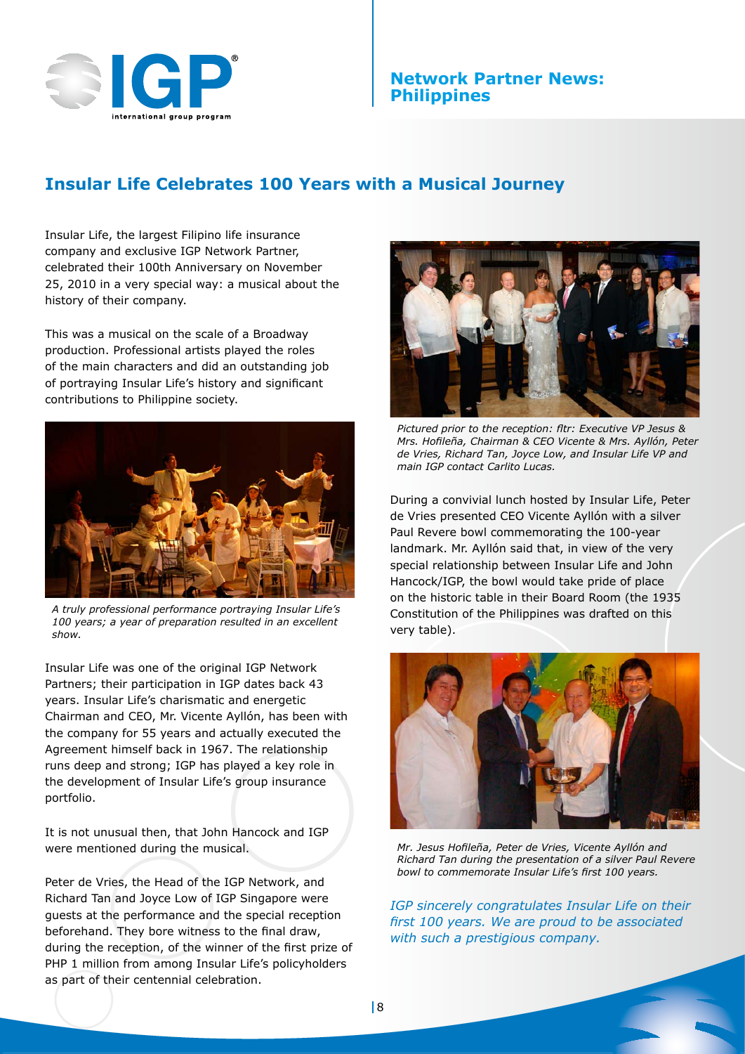**Network Partner News: Philippines**

## Insular Life Celebrates 100 Years with a Musical Journey

Insular Life, the largest Filipino life insurance company and exclusive IGP Network Partner, celebrated their 100th Anniversary on November 25, 2010 in a very special way: a musical about the history of their company.

This was a musical on the scale of a Broadway production. Professional artists played the roles of the main characters and did an outstanding job of portraying Insular Life's history and significant contributions to Philippine society.

*A truly professional performance portraying Insular Life's 100 years; a year of preparation resulted in an excellent show.*

Insular Life was one of the original IGP Network Partners; their participation in IGP dates back 43 years. Insular Life's charismatic and energetic Chairman and CEO, Mr. Vicente Ayllón, has been with the company for 55 years and actually executed the Agreement himself back in 1967. The relationship runs deep and strong; IGP has played a key role in the development of Insular Life's group insurance portfolio.

It is not unusual then, that John Hancock and IGP were mentioned during the musical.

Peter de Vries, the Head of the IGP Network, and Richard Tan and Joyce Low of IGP Singapore were guests at the performance and the special reception beforehand. They bore witness to the final draw, during the reception, of the winner of the first prize of PHP 1 million from among Insular Life's policyholders as part of their centennial celebration.

*Pictured prior to the reception: fltr: Executive VP Jesus & Mrs. Hofileña, Chairman & CEO Vicente & Mrs. Ayllón, Peter de Vries, Richard Tan, Joyce Low, and Insular Life VP and main IGP contact Carlito Lucas.*

During a convivial lunch hosted by Insular Life, Peter de Vries presented CEO Vicente Ayllón with a silver Paul Revere bowl commemorating the 100-year landmark. Mr. Ayllón said that, in view of the very special relationship between Insular Life and John Hancock/IGP, the bowl would take pride of place on the historic table in their Board Room (the 1935 Constitution of the Philippines was drafted on this very table).

*Mr. Jesus Hofileña, Peter de Vries, Vicente Ayllón and Richard Tan during the presentation of a silver Paul Revere bowl to commemorate Insular Life's first 100 years.*

*IGP sincerely congratulates Insular Life on their first 100 years. We are proud to be associated with such a prestigious company.*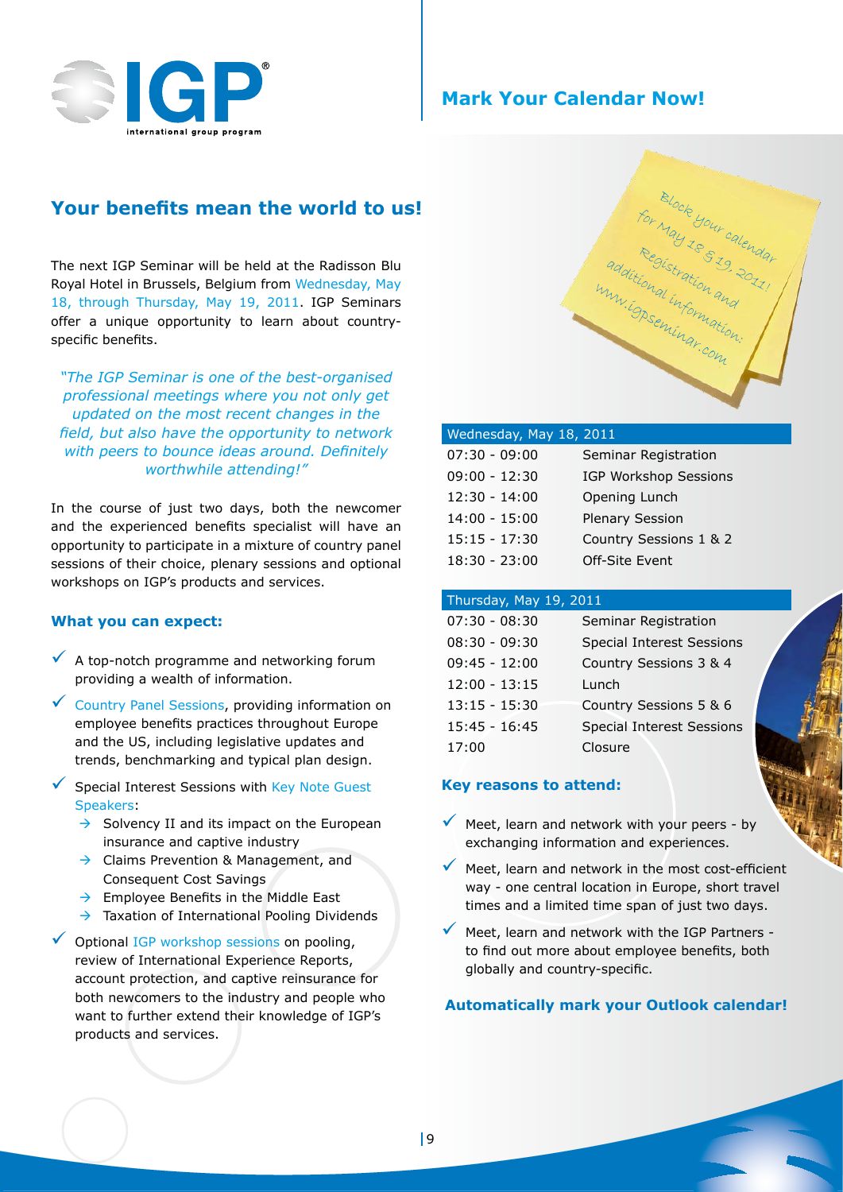# Your benefits mean the world to us!

The next IGP Seminar will be held at the Radisson Blu Royal Hotel in Brussels, Belgium from Wednesday, May 18, through Thursday, May 19, 2011. IGP Seminars offer a unique opportunity to learn about country-specific benefits.

*"The IGP Seminar is one of the best-organised professional meetings where you not only get updated on the most recent changes in the field, but also have the opportunity to network with peers to bounce ideas around. Definitely worthwhile attending!"*

In the course of just two days, both the newcomer and the experienced benefits specialist will have an opportunity to participate in a mixture of country panel sessions of their choice, plenary sessions and optional workshops on IGP's products and services.

### What you can expect:

- A top-notch programme and networking forum providing a wealth of information.
- Country Panel Sessions, providing information on employee benefits practices throughout Europe and the US, including legislative updates and trends, benchmarking and typical plan design.
- Special Interest Sessions with Key Note Guest Speakers:
  - Solvency II and its impact on the European insurance and captive industry
  - Claims Prevention & Management, and Consequent Cost Savings
  - Employee Benefits in the Middle East
  - Taxation of International Pooling Dividends
- Optional IGP workshop sessions on pooling, review of International Experience Reports, account protection, and captive reinsurance for both newcomers to the industry and people who want to further extend their knowledge of IGP's products and services.

## Mark Your Calendar Now!

Block your calendar for May 18 & 19, 2011! Registration and additional information: www.igpseminar.com

| Wednesday, May 18, 2011 | |
|---|---|
| 07:30 - 09:00 | Seminar Registration |
| 09:00 - 12:30 | IGP Workshop Sessions |
| 12:30 - 14:00 | Opening Lunch |
| 14:00 - 15:00 | Plenary Session |
| 15:15 - 17:30 | Country Sessions 1 & 2 |
| 18:30 - 23:00 | Off-Site Event |

| Thursday, May 19, 2011 | |
|---|---|
| 07:30 - 08:30 | Seminar Registration |
| 08:30 - 09:30 | Special Interest Sessions |
| 09:45 - 12:00 | Country Sessions 3 & 4 |
| 12:00 - 13:15 | Lunch |
| 13:15 - 15:30 | Country Sessions 5 & 6 |
| 15:45 - 16:45 | Special Interest Sessions |
| 17:00 | Closure |

### Key reasons to attend:

- Meet, learn and network with your peers - by exchanging information and experiences.
- Meet, learn and network in the most cost-efficient way - one central location in Europe, short travel times and a limited time span of just two days.
- Meet, learn and network with the IGP Partners - to find out more about employee benefits, both globally and country-specific.

**Automatically mark your Outlook calendar!**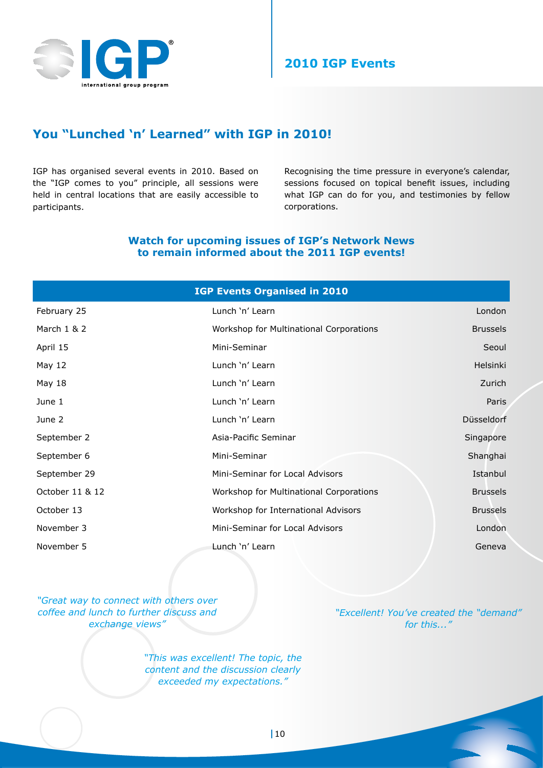# 2010 IGP Events

## You "Lunched 'n' Learned" with IGP in 2010!

IGP has organised several events in 2010. Based on the "IGP comes to you" principle, all sessions were held in central locations that are easily accessible to participants.

Recognising the time pressure in everyone's calendar, sessions focused on topical benefit issues, including what IGP can do for you, and testimonies by fellow corporations.

**Watch for upcoming issues of IGP's Network News to remain informed about the 2011 IGP events!**

| IGP Events Organised in 2010 | | |
|---|---|---|
| February 25 | Lunch 'n' Learn | London |
| March 1 & 2 | Workshop for Multinational Corporations | Brussels |
| April 15 | Mini-Seminar | Seoul |
| May 12 | Lunch 'n' Learn | Helsinki |
| May 18 | Lunch 'n' Learn | Zurich |
| June 1 | Lunch 'n' Learn | Paris |
| June 2 | Lunch 'n' Learn | Düsseldorf |
| September 2 | Asia-Pacific Seminar | Singapore |
| September 6 | Mini-Seminar | Shanghai |
| September 29 | Mini-Seminar for Local Advisors | Istanbul |
| October 11 & 12 | Workshop for Multinational Corporations | Brussels |
| October 13 | Workshop for International Advisors | Brussels |
| November 3 | Mini-Seminar for Local Advisors | London |
| November 5 | Lunch 'n' Learn | Geneva |

*"Great way to connect with others over coffee and lunch to further discuss and exchange views"*

*"This was excellent! The topic, the content and the discussion clearly exceeded my expectations."*

*"Excellent! You've created the "demand" for this..."*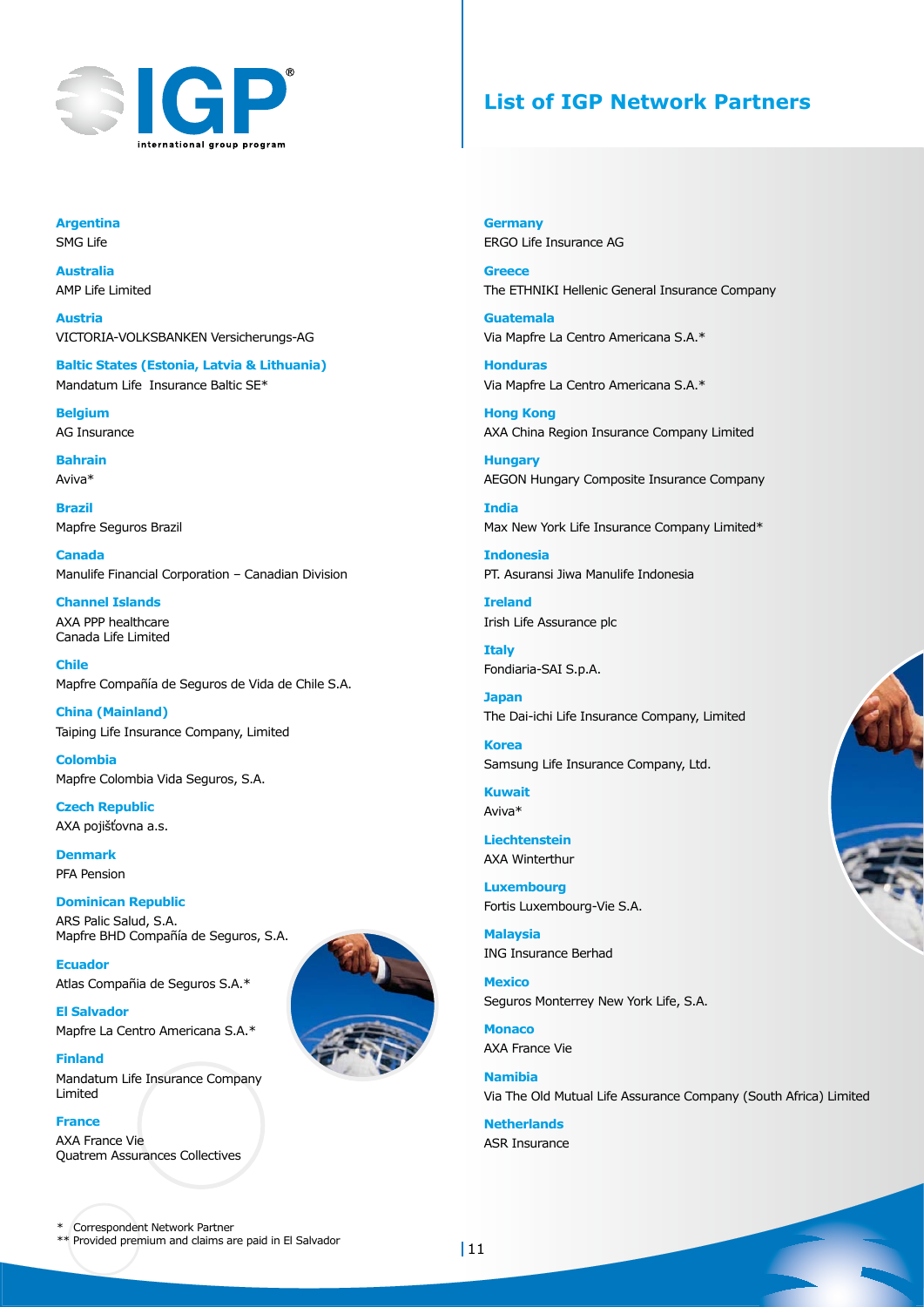# List of IGP Network Partners

**Argentina**
SMG Life

**Australia**
AMP Life Limited

**Austria**
VICTORIA-VOLKSBANKEN Versicherungs-AG

**Baltic States (Estonia, Latvia & Lithuania)**
Mandatum Life Insurance Baltic SE*

**Belgium**
AG Insurance

**Bahrain**
Aviva*

**Brazil**
Mapfre Seguros Brazil

**Canada**
Manulife Financial Corporation – Canadian Division

**Channel Islands**
AXA PPP healthcare
Canada Life Limited

**Chile**
Mapfre Compañía de Seguros de Vida de Chile S.A.

**China (Mainland)**
Taiping Life Insurance Company, Limited

**Colombia**
Mapfre Colombia Vida Seguros, S.A.

**Czech Republic**
AXA pojišťovna a.s.

**Denmark**
PFA Pension

**Dominican Republic**
ARS Palic Salud, S.A.
Mapfre BHD Compañía de Seguros, S.A.

**Ecuador**
Atlas Compañia de Seguros S.A.*

**El Salvador**
Mapfre La Centro Americana S.A.*

**Finland**
Mandatum Life Insurance Company Limited

**France**
AXA France Vie
Quatrem Assurances Collectives

**Germany**
ERGO Life Insurance AG

**Greece**
The ETHNIKI Hellenic General Insurance Company

**Guatemala**
Via Mapfre La Centro Americana S.A.*

**Honduras**
Via Mapfre La Centro Americana S.A.*

**Hong Kong**
AXA China Region Insurance Company Limited

**Hungary**
AEGON Hungary Composite Insurance Company

**India**
Max New York Life Insurance Company Limited*

**Indonesia**
PT. Asuransi Jiwa Manulife Indonesia

**Ireland**
Irish Life Assurance plc

**Italy**
Fondiaria-SAI S.p.A.

**Japan**
The Dai-ichi Life Insurance Company, Limited

**Korea**
Samsung Life Insurance Company, Ltd.

**Kuwait**
Aviva*

**Liechtenstein**
AXA Winterthur

**Luxembourg**
Fortis Luxembourg-Vie S.A.

**Malaysia**
ING Insurance Berhad

**Mexico**
Seguros Monterrey New York Life, S.A.

**Monaco**
AXA France Vie

**Namibia**
Via The Old Mutual Life Assurance Company (South Africa) Limited

**Netherlands**
ASR Insurance

\* Correspondent Network Partner
\** Provided premium and claims are paid in El Salvador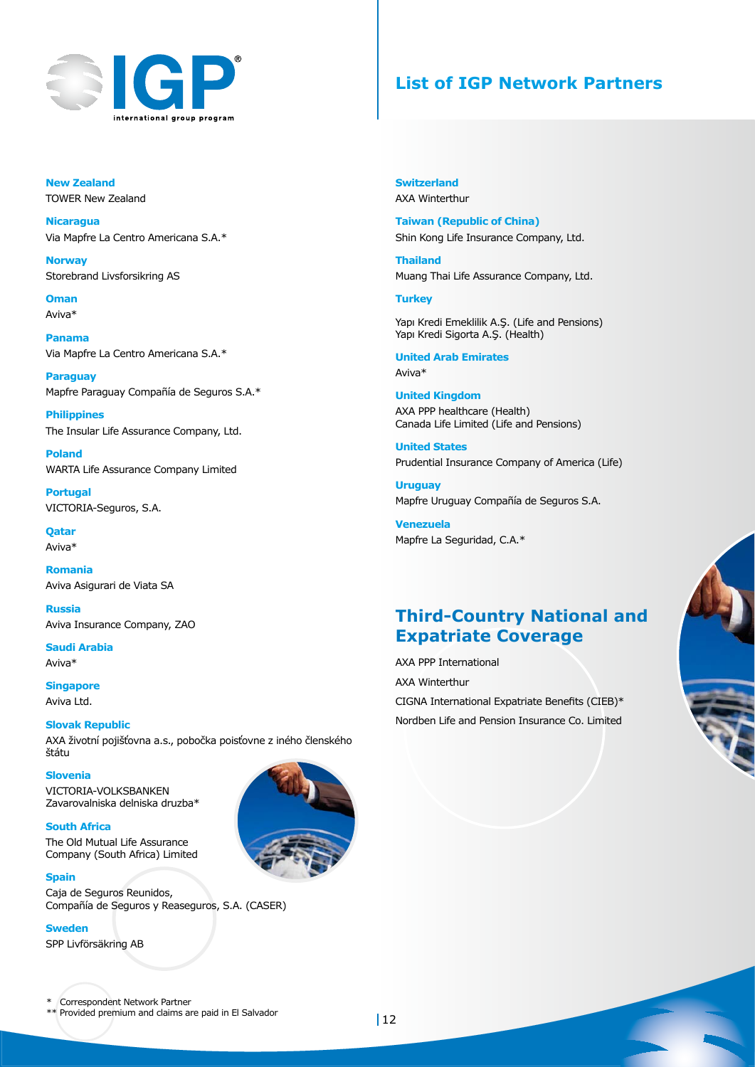# List of IGP Network Partners

**New Zealand**
TOWER New Zealand

**Nicaragua**
Via Mapfre La Centro Americana S.A.*

**Norway**
Storebrand Livsforsikring AS

**Oman**
Aviva*

**Panama**
Via Mapfre La Centro Americana S.A.*

**Paraguay**
Mapfre Paraguay Compañía de Seguros S.A.*

**Philippines**
The Insular Life Assurance Company, Ltd.

**Poland**
WARTA Life Assurance Company Limited

**Portugal**
VICTORIA-Seguros, S.A.

**Qatar**
Aviva*

**Romania**
Aviva Asigurari de Viata SA

**Russia**
Aviva Insurance Company, ZAO

**Saudi Arabia**
Aviva*

**Singapore**
Aviva Ltd.

**Slovak Republic**
AXA životní pojišťovna a.s., pobočka poisťovne z iného členského štátu

**Slovenia**
VICTORIA-VOLKSBANKEN
Zavarovalniska delniska druzba*

**South Africa**
The Old Mutual Life Assurance Company (South Africa) Limited

**Spain**
Caja de Seguros Reunidos,
Compañía de Seguros y Reaseguros, S.A. (CASER)

**Sweden**
SPP Livförsäkring AB

**Switzerland**
AXA Winterthur

**Taiwan (Republic of China)**
Shin Kong Life Insurance Company, Ltd.

**Thailand**
Muang Thai Life Assurance Company, Ltd.

**Turkey**
Yapı Kredi Emeklilik A.Ş. (Life and Pensions)
Yapı Kredi Sigorta A.Ş. (Health)

**United Arab Emirates**
Aviva*

**United Kingdom**
AXA PPP healthcare (Health)
Canada Life Limited (Life and Pensions)

**United States**
Prudential Insurance Company of America (Life)

**Uruguay**
Mapfre Uruguay Compañía de Seguros S.A.

**Venezuela**
Mapfre La Seguridad, C.A.*

## Third-Country National and Expatriate Coverage

AXA PPP International

AXA Winterthur

CIGNA International Expatriate Benefits (CIEB)*

Nordben Life and Pension Insurance Co. Limited

\* Correspondent Network Partner
** Provided premium and claims are paid in El Salvador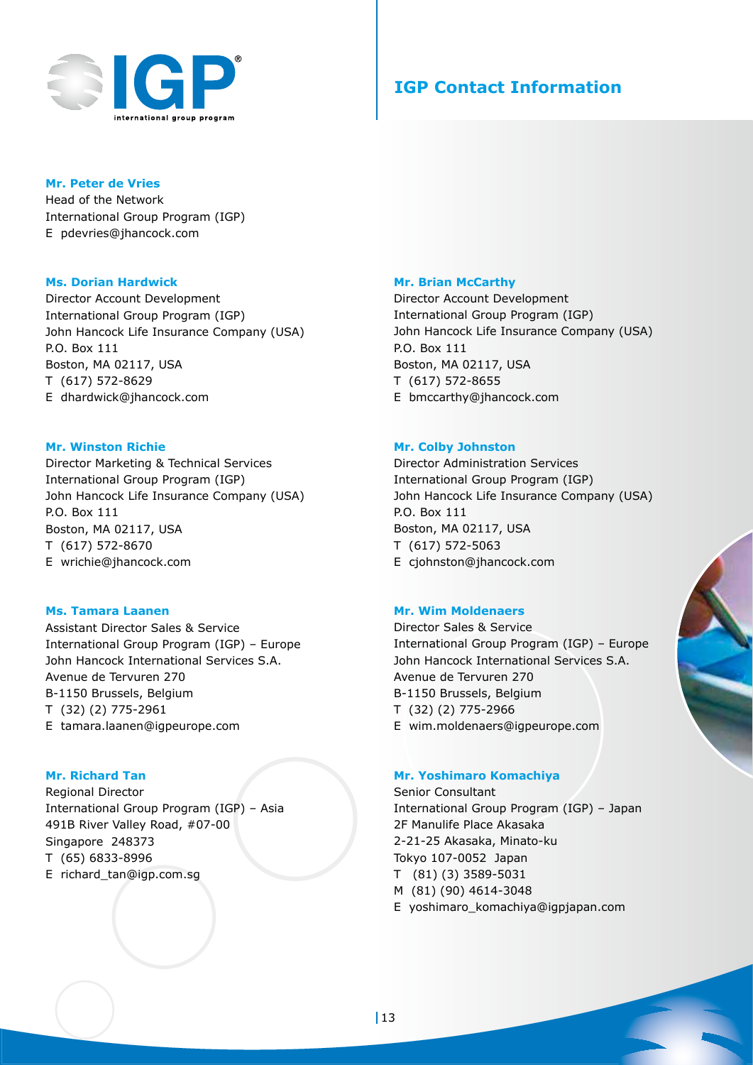# IGP Contact Information

**Mr. Peter de Vries**
Head of the Network
International Group Program (IGP)
E pdevries@jhancock.com

**Ms. Dorian Hardwick**
Director Account Development
International Group Program (IGP)
John Hancock Life Insurance Company (USA)
P.O. Box 111
Boston, MA 02117, USA
T (617) 572-8629
E dhardwick@jhancock.com

**Mr. Brian McCarthy**
Director Account Development
International Group Program (IGP)
John Hancock Life Insurance Company (USA)
P.O. Box 111
Boston, MA 02117, USA
T (617) 572-8655
E bmccarthy@jhancock.com

**Mr. Winston Richie**
Director Marketing & Technical Services
International Group Program (IGP)
John Hancock Life Insurance Company (USA)
P.O. Box 111
Boston, MA 02117, USA
T (617) 572-8670
E wrichie@jhancock.com

**Mr. Colby Johnston**
Director Administration Services
International Group Program (IGP)
John Hancock Life Insurance Company (USA)
P.O. Box 111
Boston, MA 02117, USA
T (617) 572-5063
E cjohnston@jhancock.com

**Ms. Tamara Laanen**
Assistant Director Sales & Service
International Group Program (IGP) – Europe
John Hancock International Services S.A.
Avenue de Tervuren 270
B-1150 Brussels, Belgium
T (32) (2) 775-2961
E tamara.laanen@igpeurope.com

**Mr. Wim Moldenaers**
Director Sales & Service
International Group Program (IGP) – Europe
John Hancock International Services S.A.
Avenue de Tervuren 270
B-1150 Brussels, Belgium
T (32) (2) 775-2966
E wim.moldenaers@igpeurope.com

**Mr. Richard Tan**
Regional Director
International Group Program (IGP) – Asia
491B River Valley Road, #07-00
Singapore 248373
T (65) 6833-8996
E richard_tan@igp.com.sg

**Mr. Yoshimaro Komachiya**
Senior Consultant
International Group Program (IGP) – Japan
2F Manulife Place Akasaka
2-21-25 Akasaka, Minato-ku
Tokyo 107-0052 Japan
T (81) (3) 3589-5031
M (81) (90) 4614-3048
E yoshimaro_komachiya@igpjapan.com